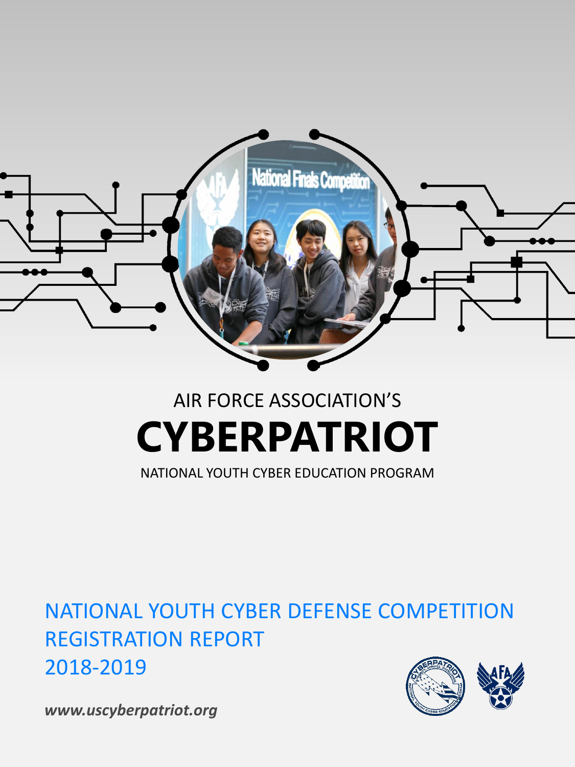AIR FORCE ASSOCIATION'S

# CYBERPATRIOT

NATIONAL YOUTH CYBER EDUCATION PROGRAM

## NATIONAL YOUTH CYBER DEFENSE COMPETITION REGISTRATION REPORT 2018-2019

***www.uscyberpatriot.org***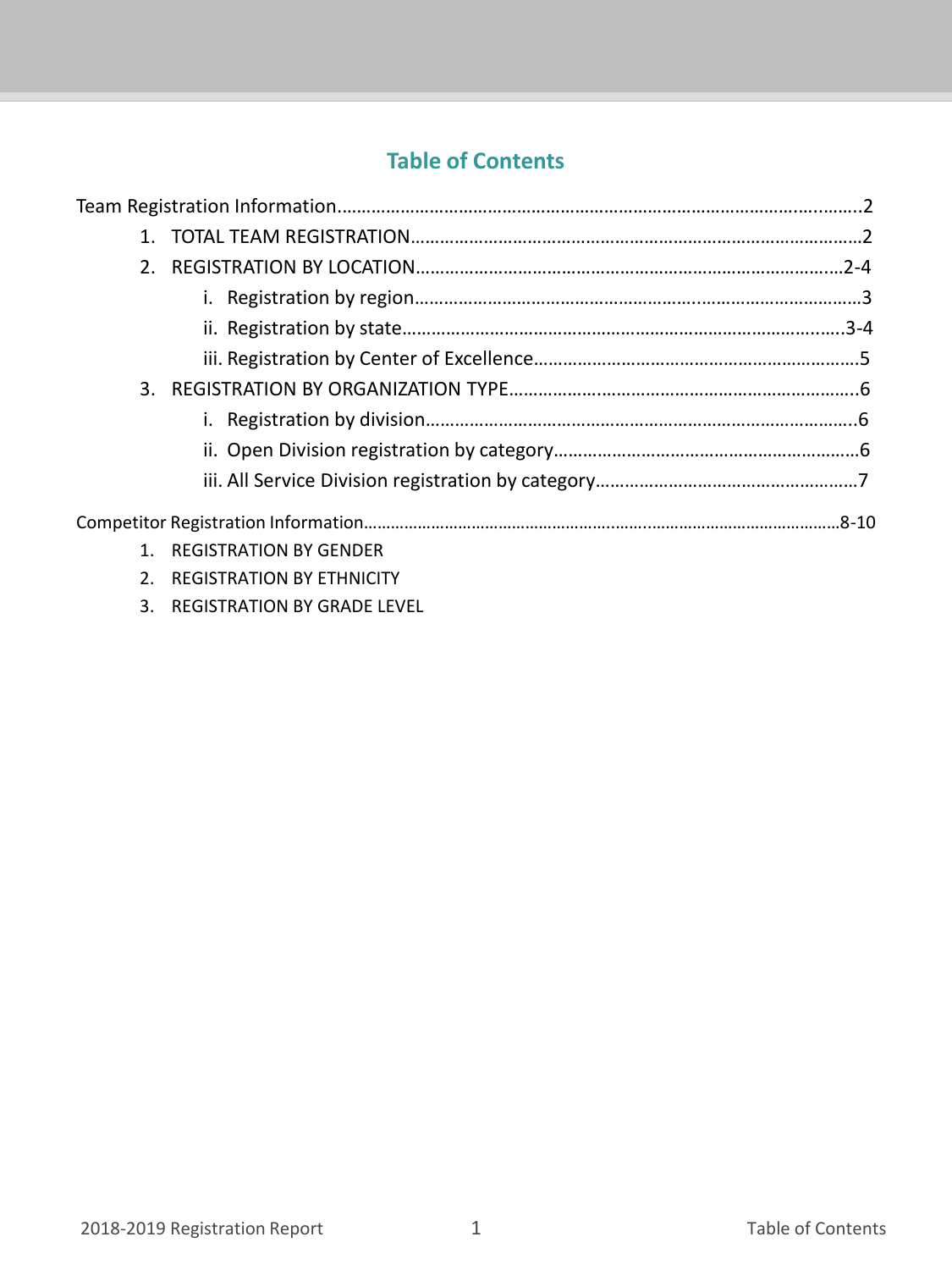## Table of Contents

Team Registration Information……………………………………………………………………………………………..2

1. TOTAL TEAM REGISTRATION……………………………………………………………………………………2
2. REGISTRATION BY LOCATION……………………………………………………………………………..2-4
   - i. Registration by region…………………………………………………………………………………3
   - ii. Registration by state……………………………………………………………………………...3-4
   - iii. Registration by Center of Excellence…………………………………………………………5
3. REGISTRATION BY ORGANIZATION TYPE……………………………………………………………..6
   - i. Registration by division………………………………………………………………………………..6
   - ii. Open Division registration by category………………………………………………………6
   - iii. All Service Division registration by category………………………………………………7

Competitor Registration Information……………………………………………………………………………………………8-10

1. REGISTRATION BY GENDER
2. REGISTRATION BY ETHNICITY
3. REGISTRATION BY GRADE LEVEL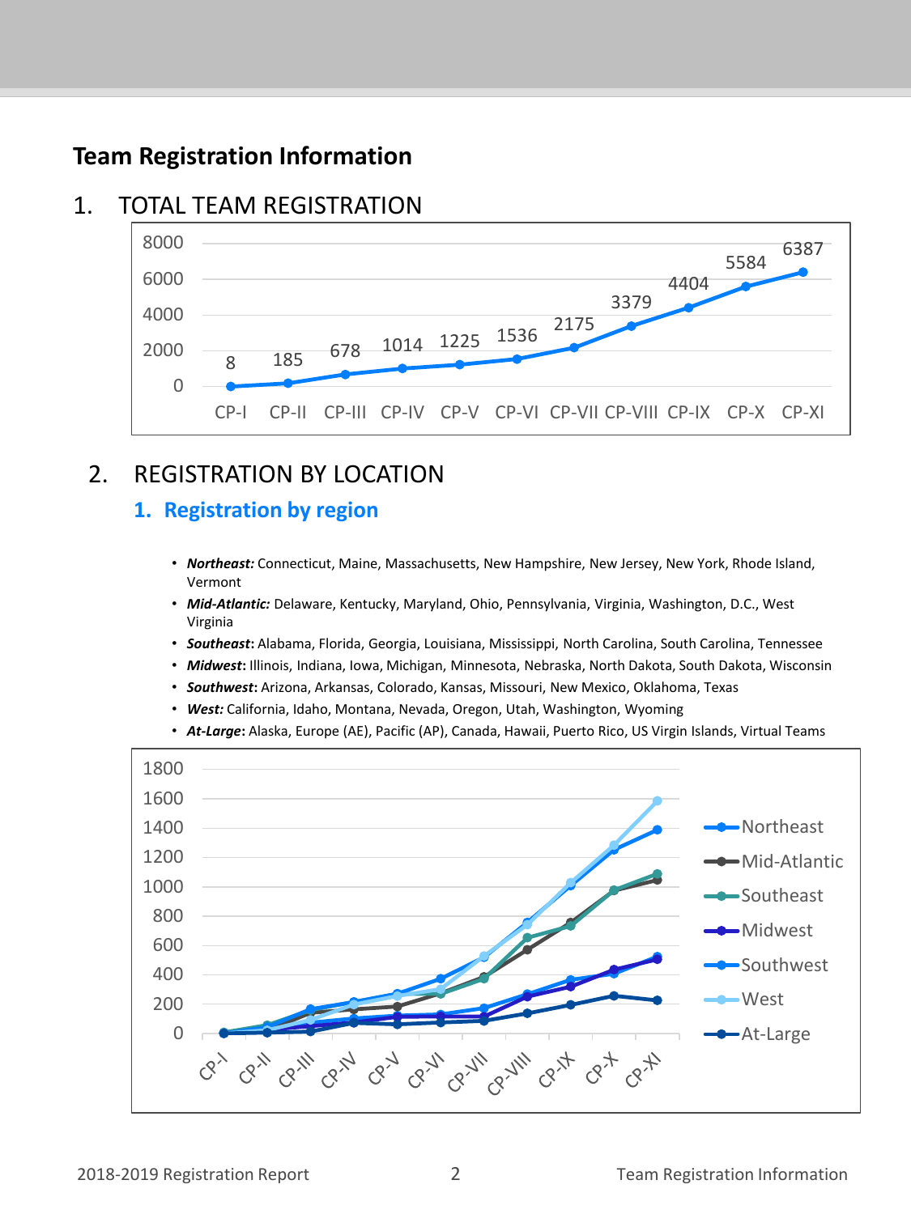# Team Registration Information

## 1. TOTAL TEAM REGISTRATION

| CP-I | CP-II | CP-III | CP-IV | CP-V | CP-VI | CP-VII | CP-VIII | CP-IX | CP-X | CP-XI |
|---|---|---|---|---|---|---|---|---|---|---|
| 8 | 185 | 678 | 1014 | 1225 | 1536 | 2175 | 3379 | 4404 | 5584 | 6387 |

## 2. REGISTRATION BY LOCATION

### 1. Registration by region

- ***Northeast:*** Connecticut, Maine, Massachusetts, New Hampshire, New Jersey, New York, Rhode Island, Vermont
- ***Mid-Atlantic:*** Delaware, Kentucky, Maryland, Ohio, Pennsylvania, Virginia, Washington, D.C., West Virginia
- ***Southeast***: Alabama, Florida, Georgia, Louisiana, Mississippi, North Carolina, South Carolina, Tennessee
- ***Midwest***: Illinois, Indiana, Iowa, Michigan, Minnesota, Nebraska, North Dakota, South Dakota, Wisconsin
- ***Southwest***: Arizona, Arkansas, Colorado, Kansas, Missouri, New Mexico, Oklahoma, Texas
- ***West:*** California, Idaho, Montana, Nevada, Oregon, Utah, Washington, Wyoming
- ***At-Large***: Alaska, Europe (AE), Pacific (AP), Canada, Hawaii, Puerto Rico, US Virgin Islands, Virtual Teams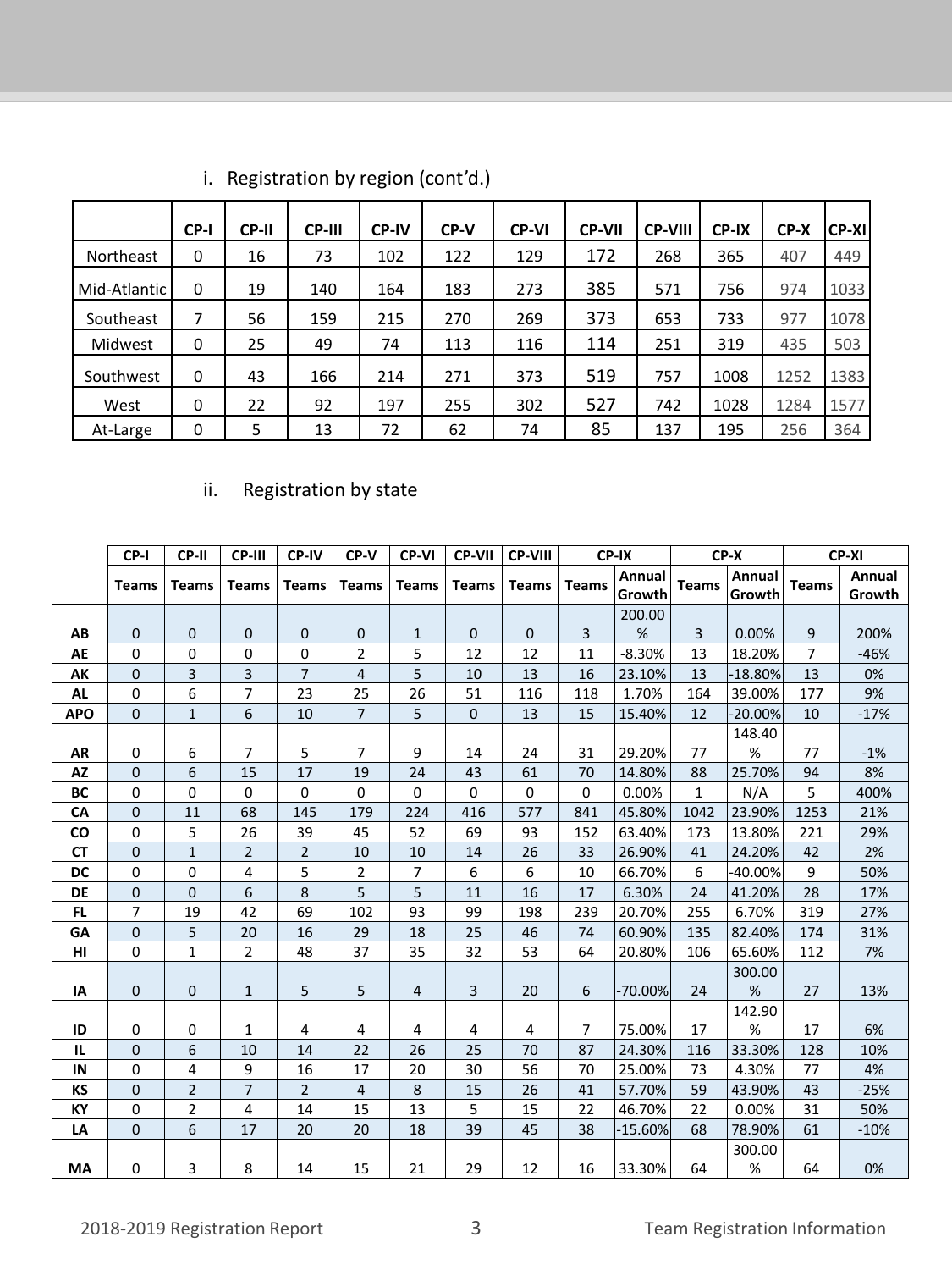i. Registration by region (cont'd.)

| | CP-I | CP-II | CP-III | CP-IV | CP-V | CP-VI | CP-VII | CP-VIII | CP-IX | CP-X | CP-XI |
|---|---|---|---|---|---|---|---|---|---|---|---|
| Northeast | 0 | 16 | 73 | 102 | 122 | 129 | 172 | 268 | 365 | 407 | 449 |
| Mid-Atlantic | 0 | 19 | 140 | 164 | 183 | 273 | 385 | 571 | 756 | 974 | 1033 |
| Southeast | 7 | 56 | 159 | 215 | 270 | 269 | 373 | 653 | 733 | 977 | 1078 |
| Midwest | 0 | 25 | 49 | 74 | 113 | 116 | 114 | 251 | 319 | 435 | 503 |
| Southwest | 0 | 43 | 166 | 214 | 271 | 373 | 519 | 757 | 1008 | 1252 | 1383 |
| West | 0 | 22 | 92 | 197 | 255 | 302 | 527 | 742 | 1028 | 1284 | 1577 |
| At-Large | 0 | 5 | 13 | 72 | 62 | 74 | 85 | 137 | 195 | 256 | 364 |

ii. Registration by state

| | CP-I | CP-II | CP-III | CP-IV | CP-V | CP-VI | CP-VII | CP-VIII | CP-IX | | CP-X | | CP-XI | |
|---|---|---|---|---|---|---|---|---|---|---|---|---|---|---|
| | Teams | Teams | Teams | Teams | Teams | Teams | Teams | Teams | Teams | Annual Growth | Teams | Annual Growth | Teams | Annual Growth |
| **AB** | 0 | 0 | 0 | 0 | 0 | 1 | 0 | 0 | 3 | 200.00% | 3 | 0.00% | 9 | 200% |
| **AE** | 0 | 0 | 0 | 0 | 2 | 5 | 12 | 12 | 11 | -8.30% | 13 | 18.20% | 7 | -46% |
| **AK** | 0 | 3 | 3 | 7 | 4 | 5 | 10 | 13 | 16 | 23.10% | 13 | -18.80% | 13 | 0% |
| **AL** | 0 | 6 | 7 | 23 | 25 | 26 | 51 | 116 | 118 | 1.70% | 164 | 39.00% | 177 | 9% |
| **APO** | 0 | 1 | 6 | 10 | 7 | 5 | 0 | 13 | 15 | 15.40% | 12 | -20.00% | 10 | -17% |
| **AR** | 0 | 6 | 7 | 5 | 7 | 9 | 14 | 24 | 31 | 29.20% | 77 | 148.40% | 77 | -1% |
| **AZ** | 0 | 6 | 15 | 17 | 19 | 24 | 43 | 61 | 70 | 14.80% | 88 | 25.70% | 94 | 8% |
| **BC** | 0 | 0 | 0 | 0 | 0 | 0 | 0 | 0 | 0 | 0.00% | 1 | N/A | 5 | 400% |
| **CA** | 0 | 11 | 68 | 145 | 179 | 224 | 416 | 577 | 841 | 45.80% | 1042 | 23.90% | 1253 | 21% |
| **CO** | 0 | 5 | 26 | 39 | 45 | 52 | 69 | 93 | 152 | 63.40% | 173 | 13.80% | 221 | 29% |
| **CT** | 0 | 1 | 2 | 2 | 10 | 10 | 14 | 26 | 33 | 26.90% | 41 | 24.20% | 42 | 2% |
| **DC** | 0 | 0 | 4 | 5 | 2 | 7 | 6 | 6 | 10 | 66.70% | 6 | -40.00% | 9 | 50% |
| **DE** | 0 | 0 | 6 | 8 | 5 | 5 | 11 | 16 | 17 | 6.30% | 24 | 41.20% | 28 | 17% |
| **FL** | 7 | 19 | 42 | 69 | 102 | 93 | 99 | 198 | 239 | 20.70% | 255 | 6.70% | 319 | 27% |
| **GA** | 0 | 5 | 20 | 16 | 29 | 18 | 25 | 46 | 74 | 60.90% | 135 | 82.40% | 174 | 31% |
| **HI** | 0 | 1 | 2 | 48 | 37 | 35 | 32 | 53 | 64 | 20.80% | 106 | 65.60% | 112 | 7% |
| **IA** | 0 | 0 | 1 | 5 | 5 | 4 | 3 | 20 | 6 | -70.00% | 24 | 300.00% | 27 | 13% |
| **ID** | 0 | 0 | 1 | 4 | 4 | 4 | 4 | 4 | 7 | 75.00% | 17 | 142.90% | 17 | 6% |
| **IL** | 0 | 6 | 10 | 14 | 22 | 26 | 25 | 70 | 87 | 24.30% | 116 | 33.30% | 128 | 10% |
| **IN** | 0 | 4 | 9 | 16 | 17 | 20 | 30 | 56 | 70 | 25.00% | 73 | 4.30% | 77 | 4% |
| **KS** | 0 | 2 | 7 | 2 | 4 | 8 | 15 | 26 | 41 | 57.70% | 59 | 43.90% | 43 | -25% |
| **KY** | 0 | 2 | 4 | 14 | 15 | 13 | 5 | 15 | 22 | 46.70% | 22 | 0.00% | 31 | 50% |
| **LA** | 0 | 6 | 17 | 20 | 20 | 18 | 39 | 45 | 38 | -15.60% | 68 | 78.90% | 61 | -10% |
| **MA** | 0 | 3 | 8 | 14 | 15 | 21 | 29 | 12 | 16 | 33.30% | 64 | 300.00% | 64 | 0% |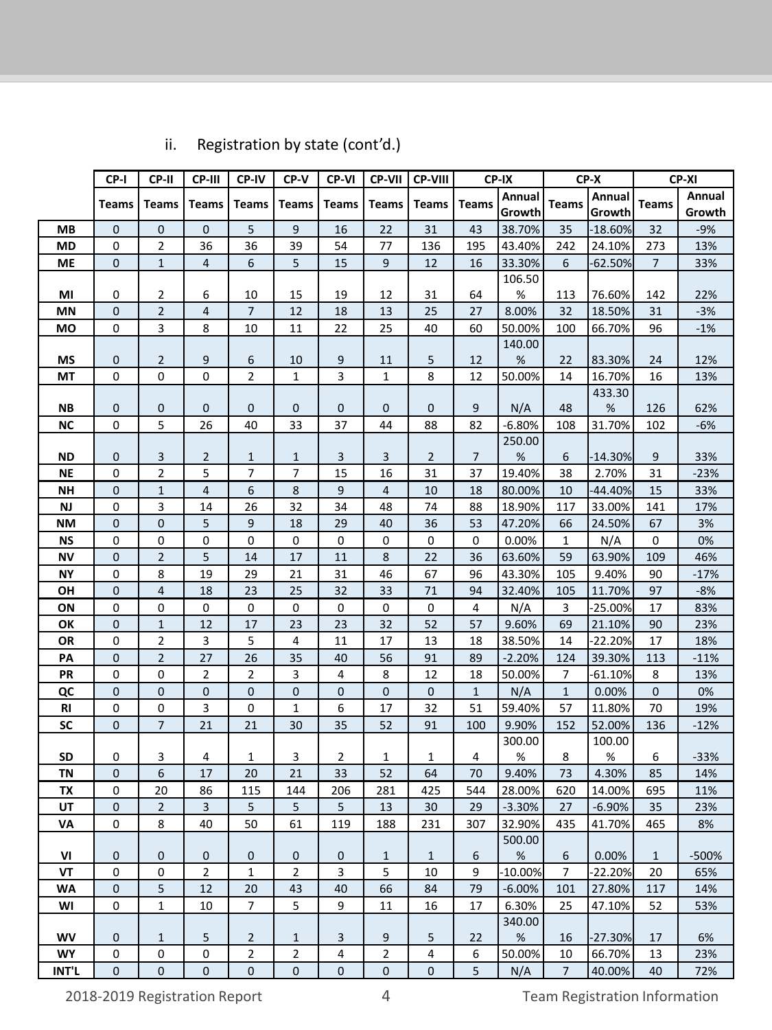ii. Registration by state (cont'd.)

| | CP-I | CP-II | CP-III | CP-IV | CP-V | CP-VI | CP-VII | CP-VIII | CP-IX | | CP-X | | CP-XI | |
|---|---|---|---|---|---|---|---|---|---|---|---|---|---|---|
| | Teams | Teams | Teams | Teams | Teams | Teams | Teams | Teams | Teams | Annual Growth | Teams | Annual Growth | Teams | Annual Growth |
| **MB** | 0 | 0 | 0 | 5 | 9 | 16 | 22 | 31 | 43 | 38.70% | 35 | -18.60% | 32 | -9% |
| **MD** | 0 | 2 | 36 | 36 | 39 | 54 | 77 | 136 | 195 | 43.40% | 242 | 24.10% | 273 | 13% |
| **ME** | 0 | 1 | 4 | 6 | 5 | 15 | 9 | 12 | 16 | 33.30% | 6 | -62.50% | 7 | 33% |
| **MI** | 0 | 2 | 6 | 10 | 15 | 19 | 12 | 31 | 64 | 106.50 % | 113 | 76.60% | 142 | 22% |
| **MN** | 0 | 2 | 4 | 7 | 12 | 18 | 13 | 25 | 27 | 8.00% | 32 | 18.50% | 31 | -3% |
| **MO** | 0 | 3 | 8 | 10 | 11 | 22 | 25 | 40 | 60 | 50.00% | 100 | 66.70% | 96 | -1% |
| **MS** | 0 | 2 | 9 | 6 | 10 | 9 | 11 | 5 | 12 | 140.00 % | 22 | 83.30% | 24 | 12% |
| **MT** | 0 | 0 | 0 | 2 | 1 | 3 | 1 | 8 | 12 | 50.00% | 14 | 16.70% | 16 | 13% |
| **NB** | 0 | 0 | 0 | 0 | 0 | 0 | 0 | 0 | 9 | N/A | 48 | 433.30 % | 126 | 62% |
| **NC** | 0 | 5 | 26 | 40 | 33 | 37 | 44 | 88 | 82 | -6.80% | 108 | 31.70% | 102 | -6% |
| **ND** | 0 | 3 | 2 | 1 | 1 | 3 | 3 | 2 | 7 | 250.00 % | 6 | -14.30% | 9 | 33% |
| **NE** | 0 | 2 | 5 | 7 | 7 | 15 | 16 | 31 | 37 | 19.40% | 38 | 2.70% | 31 | -23% |
| **NH** | 0 | 1 | 4 | 6 | 8 | 9 | 4 | 10 | 18 | 80.00% | 10 | -44.40% | 15 | 33% |
| **NJ** | 0 | 3 | 14 | 26 | 32 | 34 | 48 | 74 | 88 | 18.90% | 117 | 33.00% | 141 | 17% |
| **NM** | 0 | 0 | 5 | 9 | 18 | 29 | 40 | 36 | 53 | 47.20% | 66 | 24.50% | 67 | 3% |
| **NS** | 0 | 0 | 0 | 0 | 0 | 0 | 0 | 0 | 0 | 0.00% | 1 | N/A | 0 | 0% |
| **NV** | 0 | 2 | 5 | 14 | 17 | 11 | 8 | 22 | 36 | 63.60% | 59 | 63.90% | 109 | 46% |
| **NY** | 0 | 8 | 19 | 29 | 21 | 31 | 46 | 67 | 96 | 43.30% | 105 | 9.40% | 90 | -17% |
| **OH** | 0 | 4 | 18 | 23 | 25 | 32 | 33 | 71 | 94 | 32.40% | 105 | 11.70% | 97 | -8% |
| **ON** | 0 | 0 | 0 | 0 | 0 | 0 | 0 | 0 | 4 | N/A | 3 | -25.00% | 17 | 83% |
| **OK** | 0 | 1 | 12 | 17 | 23 | 23 | 32 | 52 | 57 | 9.60% | 69 | 21.10% | 90 | 23% |
| **OR** | 0 | 2 | 3 | 5 | 4 | 11 | 17 | 13 | 18 | 38.50% | 14 | -22.20% | 17 | 18% |
| **PA** | 0 | 2 | 27 | 26 | 35 | 40 | 56 | 91 | 89 | -2.20% | 124 | 39.30% | 113 | -11% |
| **PR** | 0 | 0 | 2 | 2 | 3 | 4 | 8 | 12 | 18 | 50.00% | 7 | -61.10% | 8 | 13% |
| **QC** | 0 | 0 | 0 | 0 | 0 | 0 | 0 | 0 | 1 | N/A | 1 | 0.00% | 0 | 0% |
| **RI** | 0 | 0 | 3 | 0 | 1 | 6 | 17 | 32 | 51 | 59.40% | 57 | 11.80% | 70 | 19% |
| **SC** | 0 | 7 | 21 | 21 | 30 | 35 | 52 | 91 | 100 | 9.90% | 152 | 52.00% | 136 | -12% |
| **SD** | 0 | 3 | 4 | 1 | 3 | 2 | 1 | 1 | 4 | 300.00 % | 8 | 100.00 % | 6 | -33% |
| **TN** | 0 | 6 | 17 | 20 | 21 | 33 | 52 | 64 | 70 | 9.40% | 73 | 4.30% | 85 | 14% |
| **TX** | 0 | 20 | 86 | 115 | 144 | 206 | 281 | 425 | 544 | 28.00% | 620 | 14.00% | 695 | 11% |
| **UT** | 0 | 2 | 3 | 5 | 5 | 5 | 13 | 30 | 29 | -3.30% | 27 | -6.90% | 35 | 23% |
| **VA** | 0 | 8 | 40 | 50 | 61 | 119 | 188 | 231 | 307 | 32.90% | 435 | 41.70% | 465 | 8% |
| **VI** | 0 | 0 | 0 | 0 | 0 | 0 | 1 | 1 | 6 | 500.00 % | 6 | 0.00% | 1 | -500% |
| **VT** | 0 | 0 | 2 | 1 | 2 | 3 | 5 | 10 | 9 | -10.00% | 7 | -22.20% | 20 | 65% |
| **WA** | 0 | 5 | 12 | 20 | 43 | 40 | 66 | 84 | 79 | -6.00% | 101 | 27.80% | 117 | 14% |
| **WI** | 0 | 1 | 10 | 7 | 5 | 9 | 11 | 16 | 17 | 6.30% | 25 | 47.10% | 52 | 53% |
| **WV** | 0 | 1 | 5 | 2 | 1 | 3 | 9 | 5 | 22 | 340.00 % | 16 | -27.30% | 17 | 6% |
| **WY** | 0 | 0 | 0 | 2 | 2 | 4 | 2 | 4 | 6 | 50.00% | 10 | 66.70% | 13 | 23% |
| **INT'L** | 0 | 0 | 0 | 0 | 0 | 0 | 0 | 0 | 5 | N/A | 7 | 40.00% | 40 | 72% |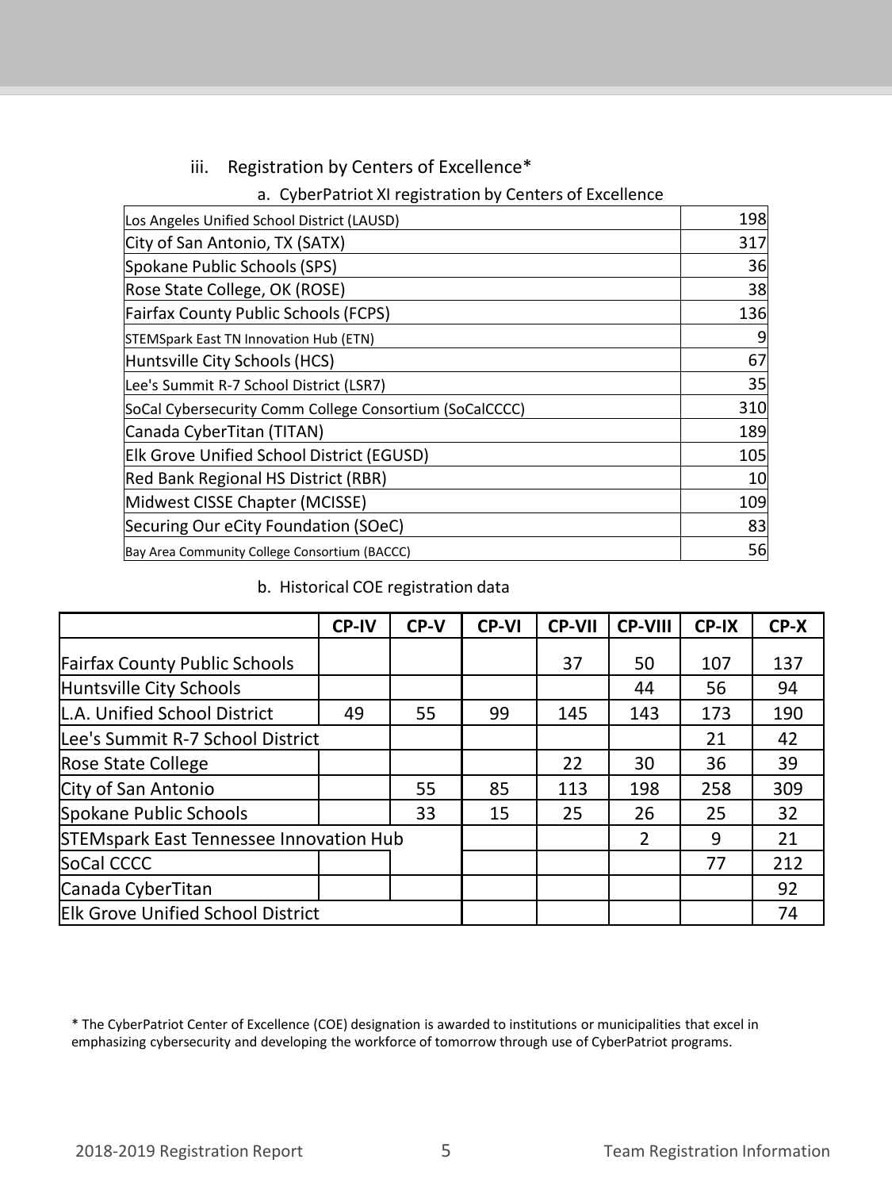### iii. Registration by Centers of Excellence*

#### a. CyberPatriot XI registration by Centers of Excellence

| | |
|---|---|
| Los Angeles Unified School District (LAUSD) | 198 |
| City of San Antonio, TX (SATX) | 317 |
| Spokane Public Schools (SPS) | 36 |
| Rose State College, OK (ROSE) | 38 |
| Fairfax County Public Schools (FCPS) | 136 |
| STEMSpark East TN Innovation Hub (ETN) | 9 |
| Huntsville City Schools (HCS) | 67 |
| Lee's Summit R-7 School District (LSR7) | 35 |
| SoCal Cybersecurity Comm College Consortium (SoCalCCCC) | 310 |
| Canada CyberTitan (TITAN) | 189 |
| Elk Grove Unified School District (EGUSD) | 105 |
| Red Bank Regional HS District (RBR) | 10 |
| Midwest CISSE Chapter (MCISSE) | 109 |
| Securing Our eCity Foundation (SOeC) | 83 |
| Bay Area Community College Consortium (BACCC) | 56 |

#### b. Historical COE registration data

| | CP-IV | CP-V | CP-VI | CP-VII | CP-VIII | CP-IX | CP-X |
|---|---|---|---|---|---|---|---|
| Fairfax County Public Schools | | | | 37 | 50 | 107 | 137 |
| Huntsville City Schools | | | | | 44 | 56 | 94 |
| L.A. Unified School District | 49 | 55 | 99 | 145 | 143 | 173 | 190 |
| Lee's Summit R-7 School District | | | | | | 21 | 42 |
| Rose State College | | | | 22 | 30 | 36 | 39 |
| City of San Antonio | | 55 | 85 | 113 | 198 | 258 | 309 |
| Spokane Public Schools | | 33 | 15 | 25 | 26 | 25 | 32 |
| STEMspark East Tennessee Innovation Hub | | | | | 2 | 9 | 21 |
| SoCal CCCC | | | | | | 77 | 212 |
| Canada CyberTitan | | | | | | | 92 |
| Elk Grove Unified School District | | | | | | | 74 |

* The CyberPatriot Center of Excellence (COE) designation is awarded to institutions or municipalities that excel in emphasizing cybersecurity and developing the workforce of tomorrow through use of CyberPatriot programs.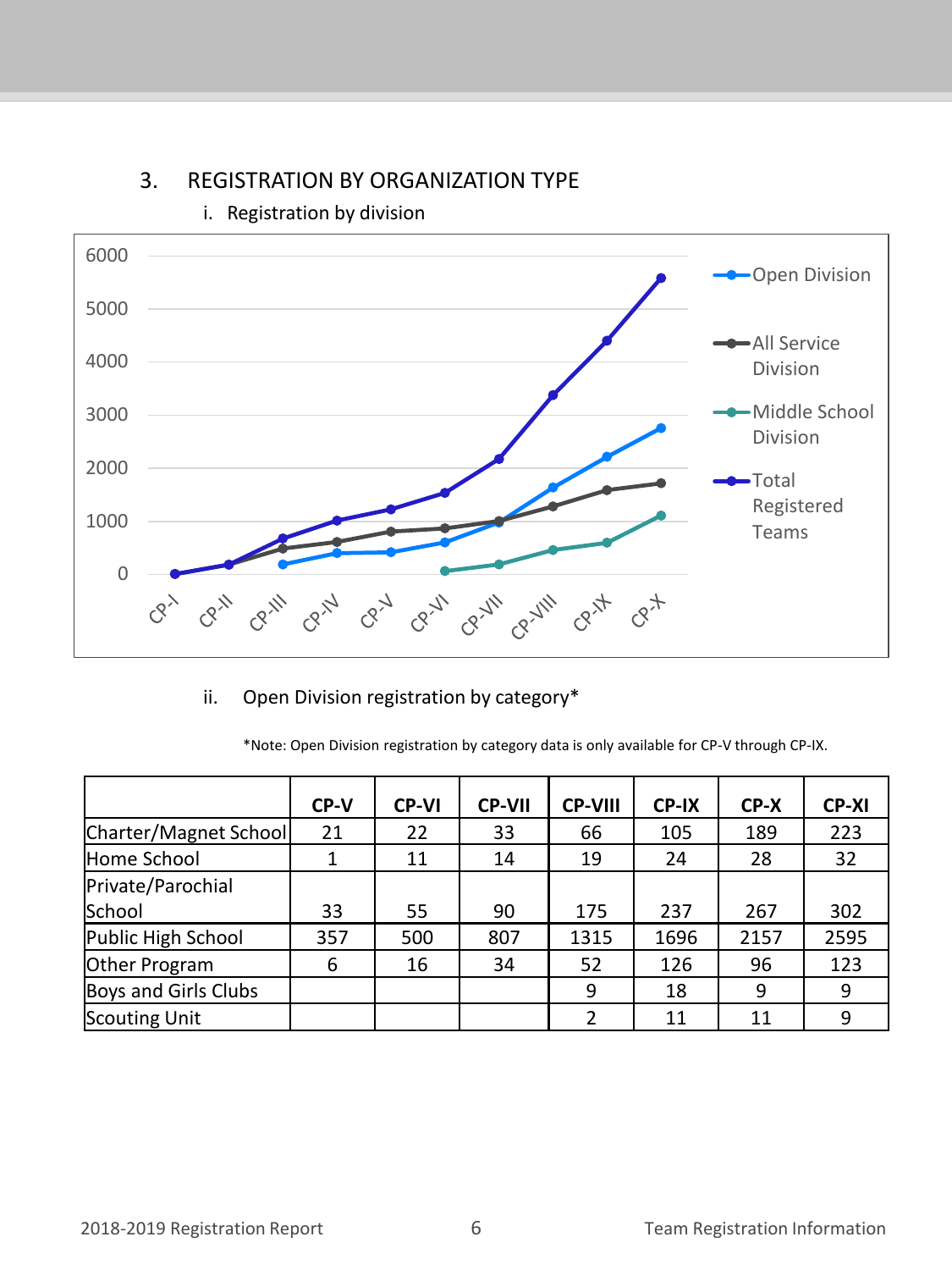## 3. REGISTRATION BY ORGANIZATION TYPE

### i. Registration by division

### ii. Open Division registration by category*

*Note: Open Division registration by category data is only available for CP-V through CP-IX.

| | CP-V | CP-VI | CP-VII | CP-VIII | CP-IX | CP-X | CP-XI |
|---|---|---|---|---|---|---|---|
| Charter/Magnet School | 21 | 22 | 33 | 66 | 105 | 189 | 223 |
| Home School | 1 | 11 | 14 | 19 | 24 | 28 | 32 |
| Private/Parochial School | 33 | 55 | 90 | 175 | 237 | 267 | 302 |
| Public High School | 357 | 500 | 807 | 1315 | 1696 | 2157 | 2595 |
| Other Program | 6 | 16 | 34 | 52 | 126 | 96 | 123 |
| Boys and Girls Clubs | | | | 9 | 18 | 9 | 9 |
| Scouting Unit | | | | 2 | 11 | 11 | 9 |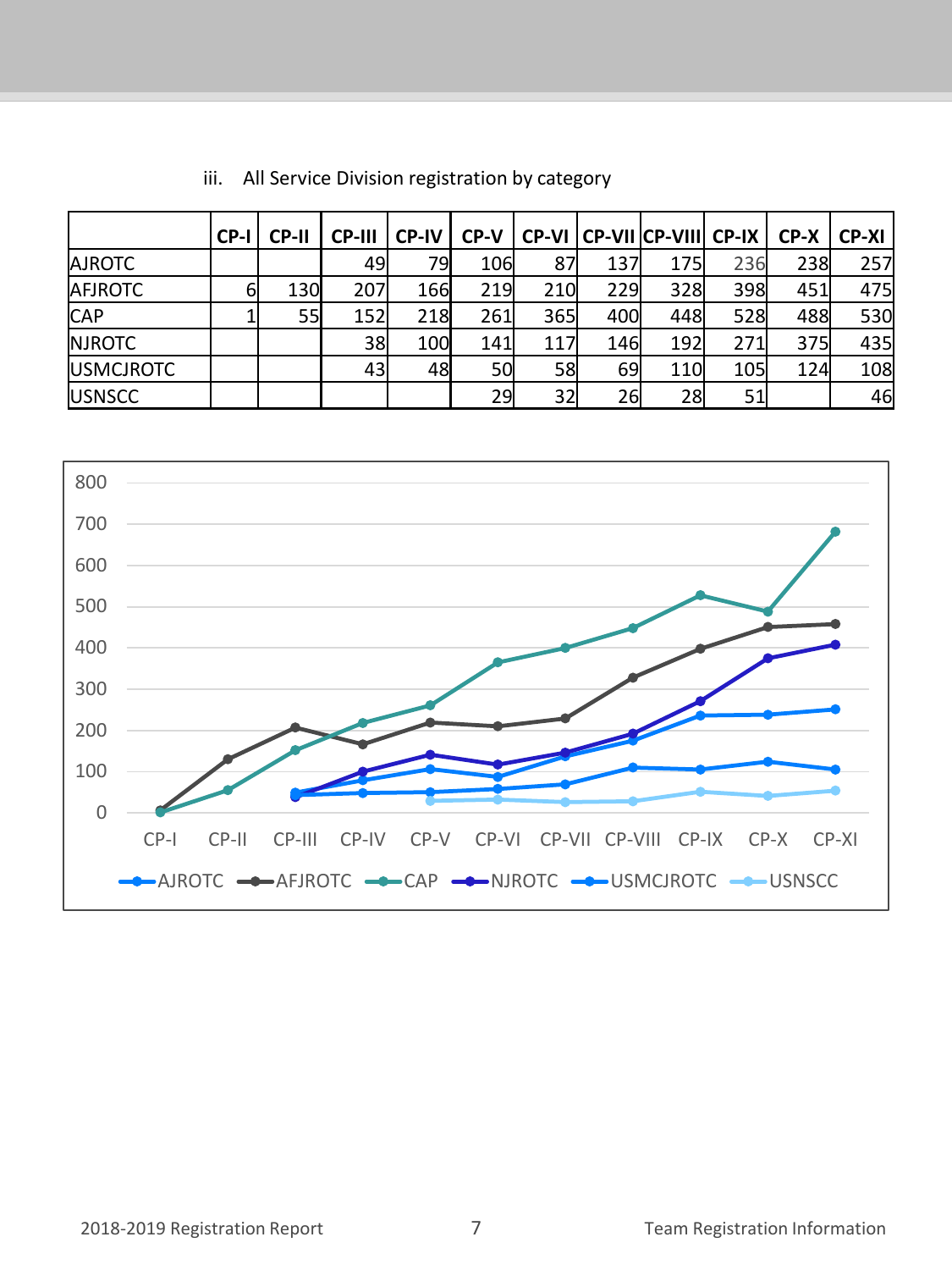iii. All Service Division registration by category

| | CP-I | CP-II | CP-III | CP-IV | CP-V | CP-VI | CP-VII | CP-VIII | CP-IX | CP-X | CP-XI |
|---|---|---|---|---|---|---|---|---|---|---|---|
| AJROTC | | | 49 | 79 | 106 | 87 | 137 | 175 | 236 | 238 | 257 |
| AFJROTC | 6 | 130 | 207 | 166 | 219 | 210 | 229 | 328 | 398 | 451 | 475 |
| CAP | 1 | 55 | 152 | 218 | 261 | 365 | 400 | 448 | 528 | 488 | 530 |
| NJROTC | | | 38 | 100 | 141 | 117 | 146 | 192 | 271 | 375 | 435 |
| USMCJROTC | | | 43 | 48 | 50 | 58 | 69 | 110 | 105 | 124 | 108 |
| USNSCC | | | | | 29 | 32 | 26 | 28 | 51 | | 46 |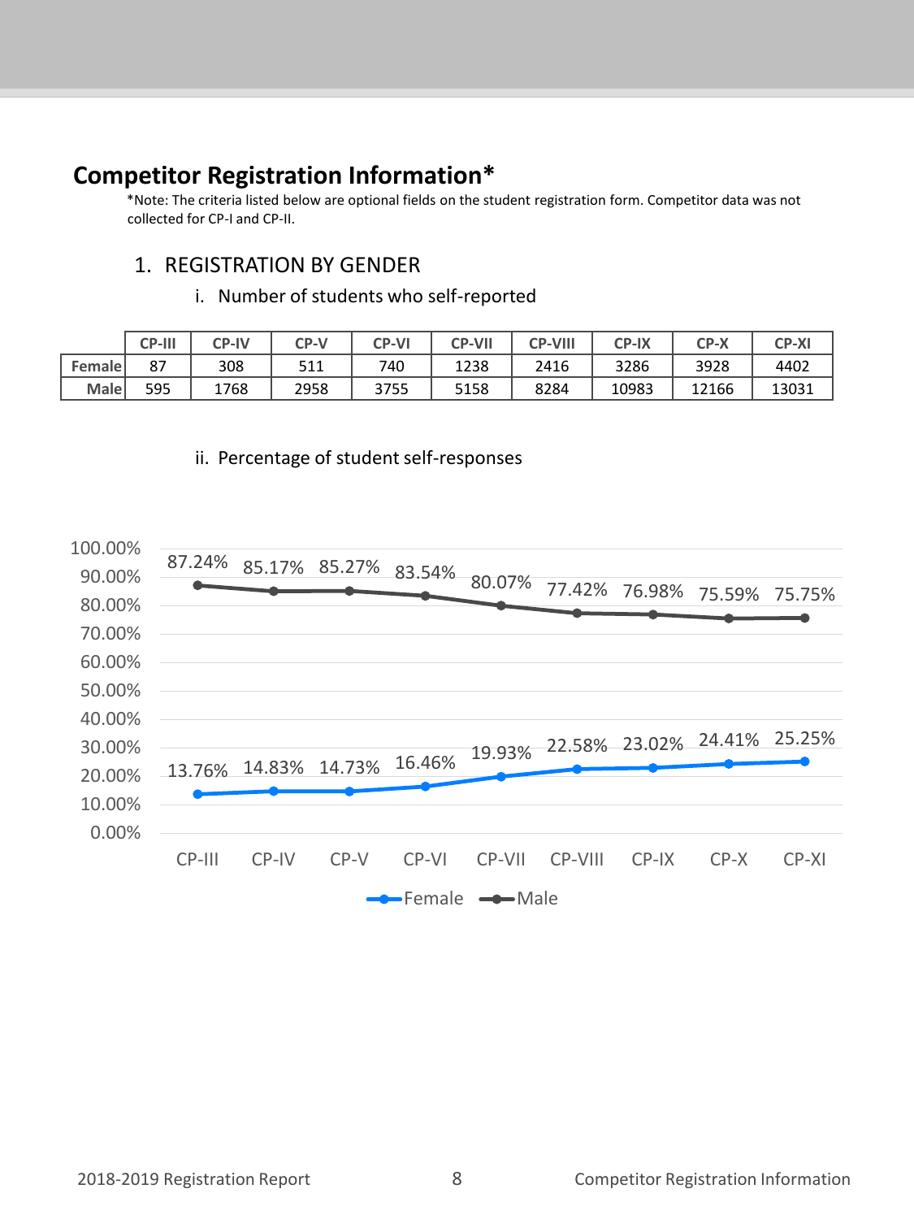# Competitor Registration Information*

*Note: The criteria listed below are optional fields on the student registration form. Competitor data was not collected for CP-I and CP-II.

## 1. REGISTRATION BY GENDER

### i. Number of students who self-reported

| | CP-III | CP-IV | CP-V | CP-VI | CP-VII | CP-VIII | CP-IX | CP-X | CP-XI |
|---|---|---|---|---|---|---|---|---|---|
| Female | 87 | 308 | 511 | 740 | 1238 | 2416 | 3286 | 3928 | 4402 |
| Male | 595 | 1768 | 2958 | 3755 | 5158 | 8284 | 10983 | 12166 | 13031 |

### ii. Percentage of student self-responses

| | CP-III | CP-IV | CP-V | CP-VI | CP-VII | CP-VIII | CP-IX | CP-X | CP-XI |
|---|---|---|---|---|---|---|---|---|---|
| Female | 13.76% | 14.83% | 14.73% | 16.46% | 19.93% | 22.58% | 23.02% | 24.41% | 25.25% |
| Male | 87.24% | 85.17% | 85.27% | 83.54% | 80.07% | 77.42% | 76.98% | 75.59% | 75.75% |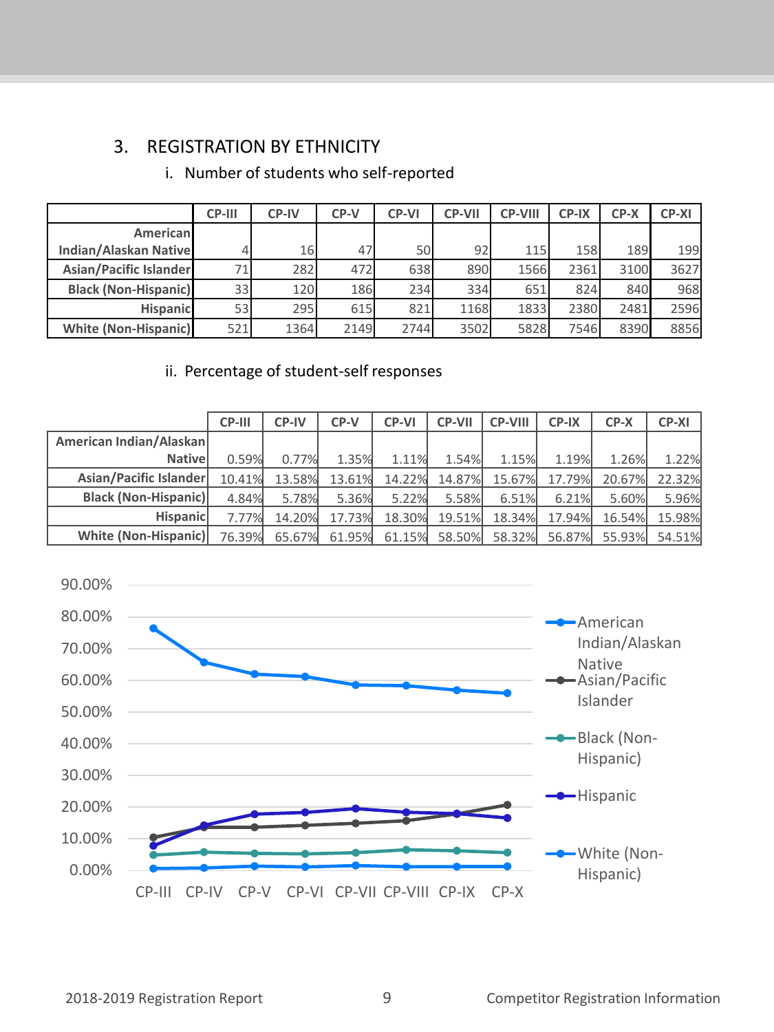## 3. REGISTRATION BY ETHNICITY

### i. Number of students who self-reported

| | CP-III | CP-IV | CP-V | CP-VI | CP-VII | CP-VIII | CP-IX | CP-X | CP-XI |
|---|---|---|---|---|---|---|---|---|---|
| American Indian/Alaskan Native | 4 | 16 | 47 | 50 | 92 | 115 | 158 | 189 | 199 |
| Asian/Pacific Islander | 71 | 282 | 472 | 638 | 890 | 1566 | 2361 | 3100 | 3627 |
| Black (Non-Hispanic) | 33 | 120 | 186 | 234 | 334 | 651 | 824 | 840 | 968 |
| Hispanic | 53 | 295 | 615 | 821 | 1168 | 1833 | 2380 | 2481 | 2596 |
| White (Non-Hispanic) | 521 | 1364 | 2149 | 2744 | 3502 | 5828 | 7546 | 8390 | 8856 |

### ii. Percentage of student-self responses

| | CP-III | CP-IV | CP-V | CP-VI | CP-VII | CP-VIII | CP-IX | CP-X | CP-XI |
|---|---|---|---|---|---|---|---|---|---|
| American Indian/Alaskan Native | 0.59% | 0.77% | 1.35% | 1.11% | 1.54% | 1.15% | 1.19% | 1.26% | 1.22% |
| Asian/Pacific Islander | 10.41% | 13.58% | 13.61% | 14.22% | 14.87% | 15.67% | 17.79% | 20.67% | 22.32% |
| Black (Non-Hispanic) | 4.84% | 5.78% | 5.36% | 5.22% | 5.58% | 6.51% | 6.21% | 5.60% | 5.96% |
| Hispanic | 7.77% | 14.20% | 17.73% | 18.30% | 19.51% | 18.34% | 17.94% | 16.54% | 15.98% |
| White (Non-Hispanic) | 76.39% | 65.67% | 61.95% | 61.15% | 58.50% | 58.32% | 56.87% | 55.93% | 54.51% |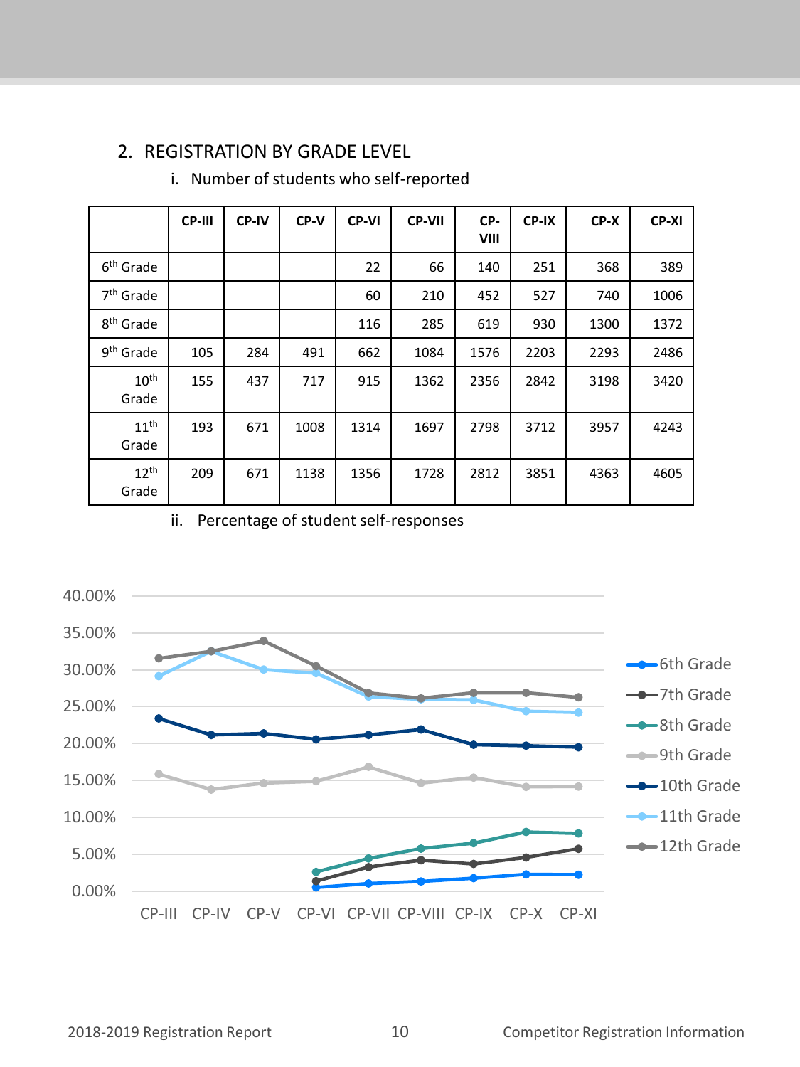## 2. REGISTRATION BY GRADE LEVEL

i. Number of students who self-reported

| | CP-III | CP-IV | CP-V | CP-VI | CP-VII | CP-VIII | CP-IX | CP-X | CP-XI |
|---|---|---|---|---|---|---|---|---|---|
| 6th Grade | | | | 22 | 66 | 140 | 251 | 368 | 389 |
| 7th Grade | | | | 60 | 210 | 452 | 527 | 740 | 1006 |
| 8th Grade | | | | 116 | 285 | 619 | 930 | 1300 | 1372 |
| 9th Grade | 105 | 284 | 491 | 662 | 1084 | 1576 | 2203 | 2293 | 2486 |
| 10th Grade | 155 | 437 | 717 | 915 | 1362 | 2356 | 2842 | 3198 | 3420 |
| 11th Grade | 193 | 671 | 1008 | 1314 | 1697 | 2798 | 3712 | 3957 | 4243 |
| 12th Grade | 209 | 671 | 1138 | 1356 | 1728 | 2812 | 3851 | 4363 | 4605 |

ii. Percentage of student self-responses

40.00%
35.00%
30.00%
25.00%
20.00%
15.00%
10.00%
5.00%
0.00%

CP-III CP-IV CP-V CP-VI CP-VII CP-VIII CP-IX CP-X CP-XI

6th Grade
7th Grade
8th Grade
9th Grade
10th Grade
11th Grade
12th Grade